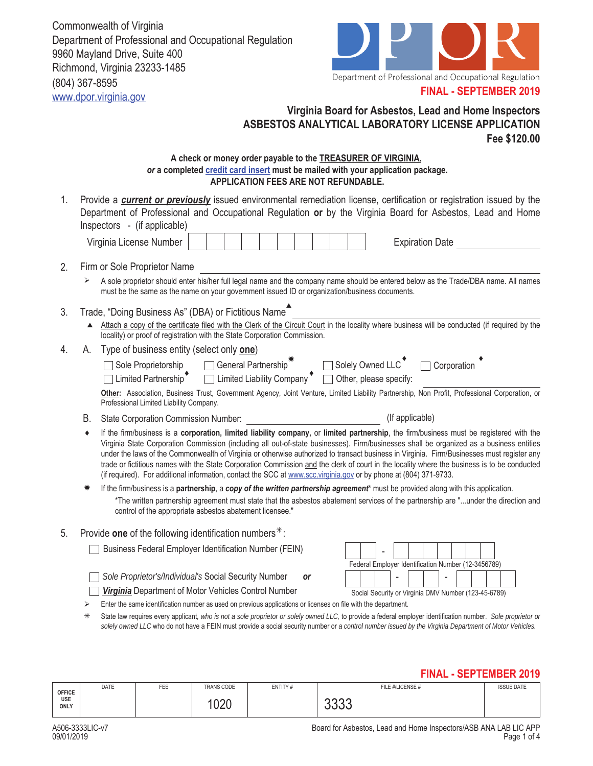Commonwealth of Virginia
Department of Professional and Occupational Regulation
9960 Mayland Drive, Suite 400
Richmond, Virginia 23233-1485
(804) 367-8595
www.dpor.virginia.gov

Department of Professional and Occupational Regulation

**FINAL - SEPTEMBER 2019**

## Virginia Board for Asbestos, Lead and Home Inspectors
## ASBESTOS ANALYTICAL LABORATORY LICENSE APPLICATION
**Fee $120.00**

**A check or money order payable to the TREASURER OF VIRGINIA,**
***or* a completed credit card insert must be mailed with your application package.**
**APPLICATION FEES ARE NOT REFUNDABLE.**

1. Provide a ***current or previously*** issued environmental remediation license, certification or registration issued by the Department of Professional and Occupational Regulation **or** by the Virginia Board for Asbestos, Lead and Home Inspectors - (if applicable)

   Virginia License Number ____________ Expiration Date ____________

2. Firm or Sole Proprietor Name ____________

   ➢ A sole proprietor should enter his/her full legal name and the company name should be entered below as the Trade/DBA name. All names must be the same as the name on your government issued ID or organization/business documents.

3. Trade, "Doing Business As" (DBA) or Fictitious Name▲ ____________

   ▲ Attach a copy of the certificate filed with the Clerk of the Circuit Court in the locality where business will be conducted (if required by the locality) or proof of registration with the State Corporation Commission.

4. A. Type of business entity (select only **one**)

   ☐ Sole Proprietorship ☐ General Partnership✷ ☐ Solely Owned LLC♦ ☐ Corporation♦
   ☐ Limited Partnership♦ ☐ Limited Liability Company♦ ☐ Other, please specify: ____________

   **Other:** Association, Business Trust, Government Agency, Joint Venture, Limited Liability Partnership, Non Profit, Professional Corporation, or Professional Limited Liability Company.

   B. State Corporation Commission Number: ____________ (If applicable)

   ♦ If the firm/business is a **corporation, limited liability company,** or **limited partnership**, the firm/business must be registered with the Virginia State Corporation Commission (including all out-of-state businesses). Firm/businesses shall be organized as a business entities under the laws of the Commonwealth of Virginia or otherwise authorized to transact business in Virginia. Firm/Businesses must register any trade or fictitious names with the State Corporation Commission and the clerk of court in the locality where the business is to be conducted (if required). For additional information, contact the SCC at www.scc.virginia.gov or by phone at (804) 371-9733.

   ✷ If the firm/business is a **partnership**, a ***copy of the written partnership agreement**** must be provided along with this application.
   *The written partnership agreement must state that the asbestos abatement services of the partnership are "...under the direction and control of the appropriate asbestos abatement licensee."

5. Provide **one** of the following identification numbers✳:

   ☐ Business Federal Employer Identification Number (FEIN) — Federal Employer Identification Number (12-3456789)

   ☐ *Sole Proprietor's/Individual's* Social Security Number ***or***
   ☐ ***Virginia*** Department of Motor Vehicles Control Number — Social Security or Virginia DMV Number (123-45-6789)

   ➢ Enter the same identification number as used on previous applications or licenses on file with the department.

   ✳ State law requires every applicant, *who is not a sole proprietor or solely owned LLC,* to provide a federal employer identification number. *Sole proprietor or solely owned LLC* who do not have a FEIN must provide a social security number or *a control number issued by the Virginia Department of Motor Vehicles.*

**FINAL - SEPTEMBER 2019**

| OFFICE USE ONLY | DATE | FEE | TRANS CODE | ENTITY # | FILE #/LICENSE # | ISSUE DATE |
|---|---|---|---|---|---|---|
| | | | 1020 | | 3333 | |

A506-3333LIC-v7
09/01/2019

Board for Asbestos, Lead and Home Inspectors/ASB ANA LAB LIC APP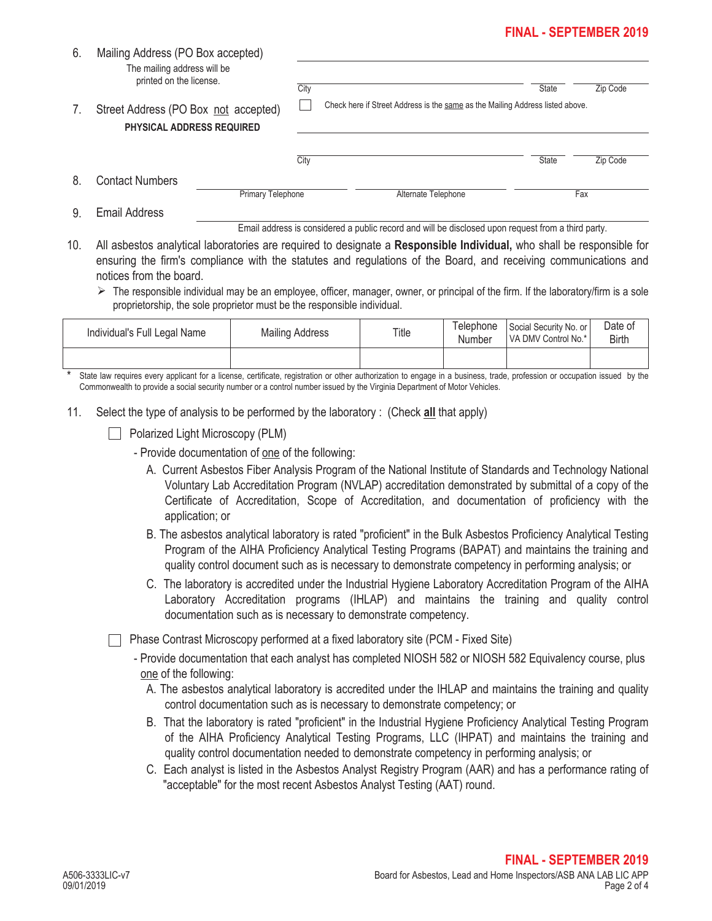6. Mailing Address (PO Box accepted)
   The mailing address will be printed on the license.

   ______________________________________________

   City ____________________ State ________ Zip Code ________

7. Street Address (PO Box not accepted)
   **PHYSICAL ADDRESS REQUIRED**

   ☐ Check here if Street Address is the same as the Mailing Address listed above.

   ______________________________________________

   City ____________________ State ________ Zip Code ________

8. Contact Numbers

   Primary Telephone ____________ Alternate Telephone ____________ Fax ____________

9. Email Address ______________________________________________

   Email address is considered a public record and will be disclosed upon request from a third party.

10. All asbestos analytical laboratories are required to designate a **Responsible Individual,** who shall be responsible for ensuring the firm's compliance with the statutes and regulations of the Board, and receiving communications and notices from the board.

    - The responsible individual may be an employee, officer, manager, owner, or principal of the firm. If the laboratory/firm is a sole proprietorship, the sole proprietor must be the responsible individual.

| Individual's Full Legal Name | Mailing Address | Title | Telephone Number | Social Security No. or VA DMV Control No.* | Date of Birth |
|---|---|---|---|---|---|
| | | | | | |

\* State law requires every applicant for a license, certificate, registration or other authorization to engage in a business, trade, profession or occupation issued by the Commonwealth to provide a social security number or a control number issued by the Virginia Department of Motor Vehicles.

11. Select the type of analysis to be performed by the laboratory : (Check **all** that apply)

    ☐ Polarized Light Microscopy (PLM)

    - Provide documentation of one of the following:
      - A. Current Asbestos Fiber Analysis Program of the National Institute of Standards and Technology National Voluntary Lab Accreditation Program (NVLAP) accreditation demonstrated by submittal of a copy of the Certificate of Accreditation, Scope of Accreditation, and documentation of proficiency with the application; or
      - B. The asbestos analytical laboratory is rated "proficient" in the Bulk Asbestos Proficiency Analytical Testing Program of the AIHA Proficiency Analytical Testing Programs (BAPAT) and maintains the training and quality control document such as is necessary to demonstrate competency in performing analysis; or
      - C. The laboratory is accredited under the Industrial Hygiene Laboratory Accreditation Program of the AIHA Laboratory Accreditation programs (IHLAP) and maintains the training and quality control documentation such as is necessary to demonstrate competency.

    ☐ Phase Contrast Microscopy performed at a fixed laboratory site (PCM - Fixed Site)

    - Provide documentation that each analyst has completed NIOSH 582 or NIOSH 582 Equivalency course, plus one of the following:
      - A. The asbestos analytical laboratory is accredited under the IHLAP and maintains the training and quality control documentation such as is necessary to demonstrate competency; or
      - B. That the laboratory is rated "proficient" in the Industrial Hygiene Proficiency Analytical Testing Program of the AIHA Proficiency Analytical Testing Programs, LLC (IHPAT) and maintains the training and quality control documentation needed to demonstrate competency in performing analysis; or
      - C. Each analyst is listed in the Asbestos Analyst Registry Program (AAR) and has a performance rating of "acceptable" for the most recent Asbestos Analyst Testing (AAT) round.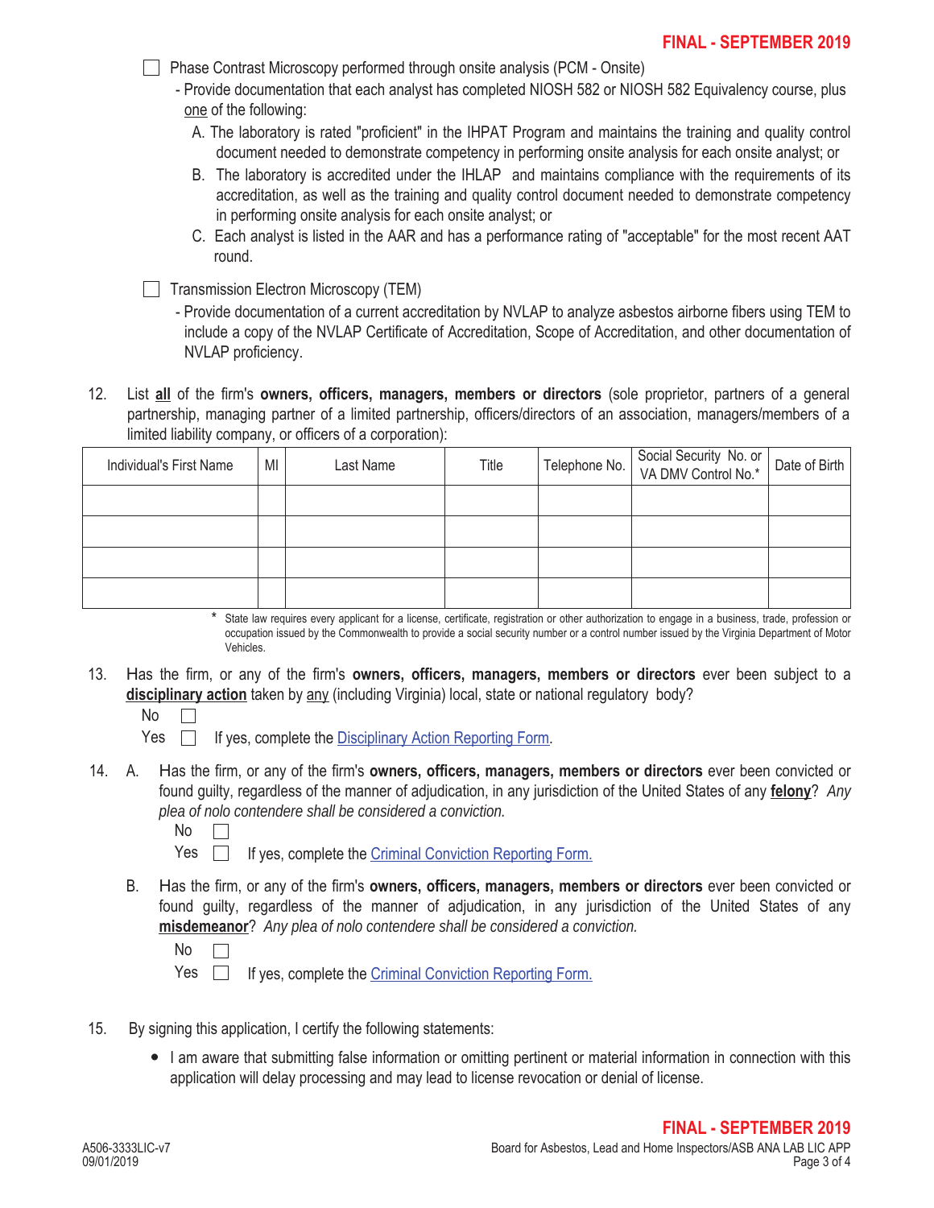☐ Phase Contrast Microscopy performed through onsite analysis (PCM - Onsite)

- Provide documentation that each analyst has completed NIOSH 582 or NIOSH 582 Equivalency course, plus <u>one</u> of the following:
  - A. The laboratory is rated "proficient" in the IHPAT Program and maintains the training and quality control document needed to demonstrate competency in performing onsite analysis for each onsite analyst; or
  - B. The laboratory is accredited under the IHLAP and maintains compliance with the requirements of its accreditation, as well as the training and quality control document needed to demonstrate competency in performing onsite analysis for each onsite analyst; or
  - C. Each analyst is listed in the AAR and has a performance rating of "acceptable" for the most recent AAT round.

☐ Transmission Electron Microscopy (TEM)

- Provide documentation of a current accreditation by NVLAP to analyze asbestos airborne fibers using TEM to include a copy of the NVLAP Certificate of Accreditation, Scope of Accreditation, and other documentation of NVLAP proficiency.

12. List **<u>all</u>** of the firm's **owners, officers, managers, members or directors** (sole proprietor, partners of a general partnership, managing partner of a limited partnership, officers/directors of an association, managers/members of a limited liability company, or officers of a corporation):

| Individual's First Name | MI | Last Name | Title | Telephone No. | Social Security No. or VA DMV Control No.* | Date of Birth |
|---|---|---|---|---|---|---|
| | | | | | | |
| | | | | | | |
| | | | | | | |
| | | | | | | |

\* State law requires every applicant for a license, certificate, registration or other authorization to engage in a business, trade, profession or occupation issued by the Commonwealth to provide a social security number or a control number issued by the Virginia Department of Motor Vehicles.

13. Has the firm, or any of the firm's **owners, officers, managers, members or directors** ever been subject to a **<u>disciplinary action</u>** taken by <u>any</u> (including Virginia) local, state or national regulatory body?

    No ☐

    Yes ☐ If yes, complete the Disciplinary Action Reporting Form.

14. A. Has the firm, or any of the firm's **owners, officers, managers, members or directors** ever been convicted or found guilty, regardless of the manner of adjudication, in any jurisdiction of the United States of any **<u>felony</u>**? *Any plea of nolo contendere shall be considered a conviction.*

    No ☐

    Yes ☐ If yes, complete the Criminal Conviction Reporting Form.

    B. Has the firm, or any of the firm's **owners, officers, managers, members or directors** ever been convicted or found guilty, regardless of the manner of adjudication, in any jurisdiction of the United States of any **<u>misdemeanor</u>**? *Any plea of nolo contendere shall be considered a conviction.*

    No ☐

    Yes ☐ If yes, complete the Criminal Conviction Reporting Form.

15. By signing this application, I certify the following statements:

    - I am aware that submitting false information or omitting pertinent or material information in connection with this application will delay processing and may lead to license revocation or denial of license.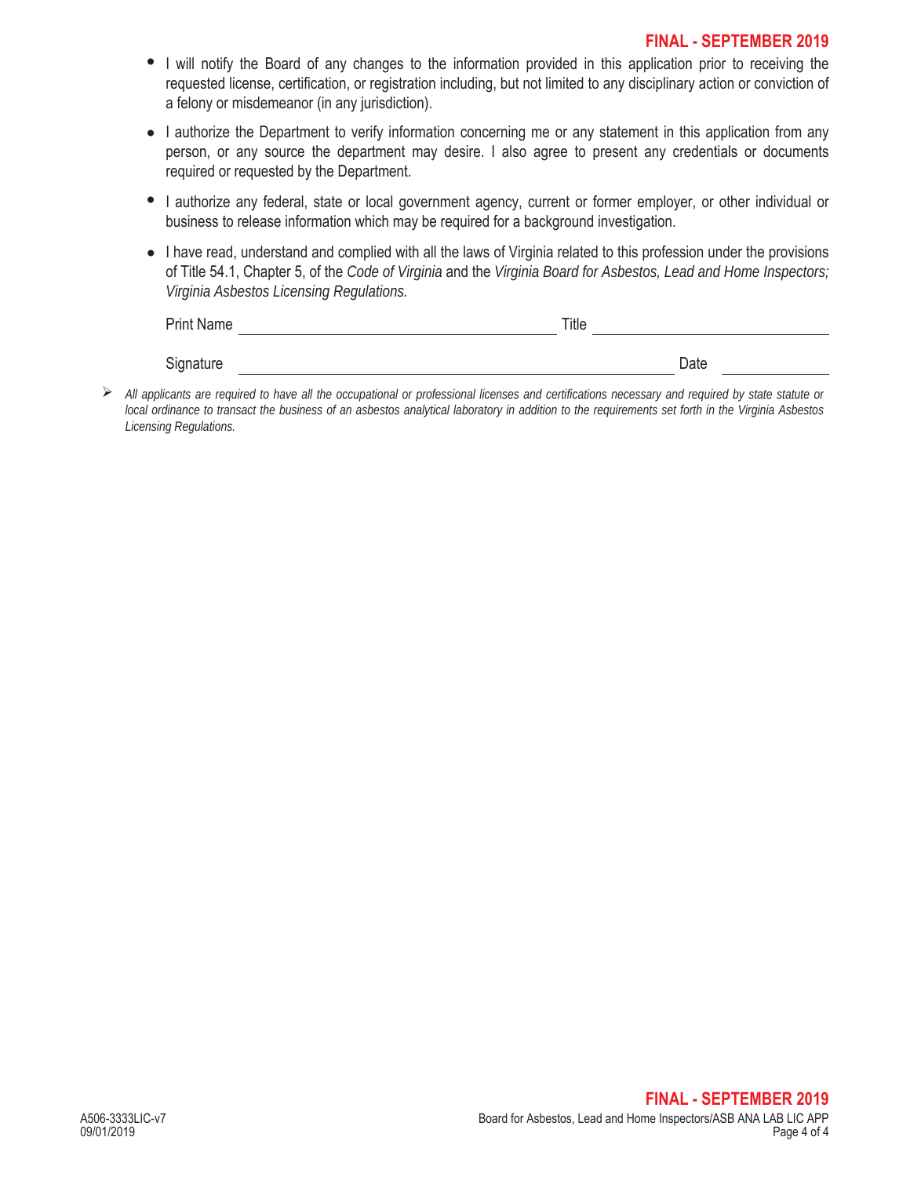- I will notify the Board of any changes to the information provided in this application prior to receiving the requested license, certification, or registration including, but not limited to any disciplinary action or conviction of a felony or misdemeanor (in any jurisdiction).
- I authorize the Department to verify information concerning me or any statement in this application from any person, or any source the department may desire. I also agree to present any credentials or documents required or requested by the Department.
- I authorize any federal, state or local government agency, current or former employer, or other individual or business to release information which may be required for a background investigation.
- I have read, understand and complied with all the laws of Virginia related to this profession under the provisions of Title 54.1, Chapter 5, of the *Code of Virginia* and the *Virginia Board for Asbestos, Lead and Home Inspectors; Virginia Asbestos Licensing Regulations.*

Print Name ______________________________ Title ______________________

Signature ________________________________________ Date __________

➢ *All applicants are required to have all the occupational or professional licenses and certifications necessary and required by state statute or local ordinance to transact the business of an asbestos analytical laboratory in addition to the requirements set forth in the Virginia Asbestos Licensing Regulations.*